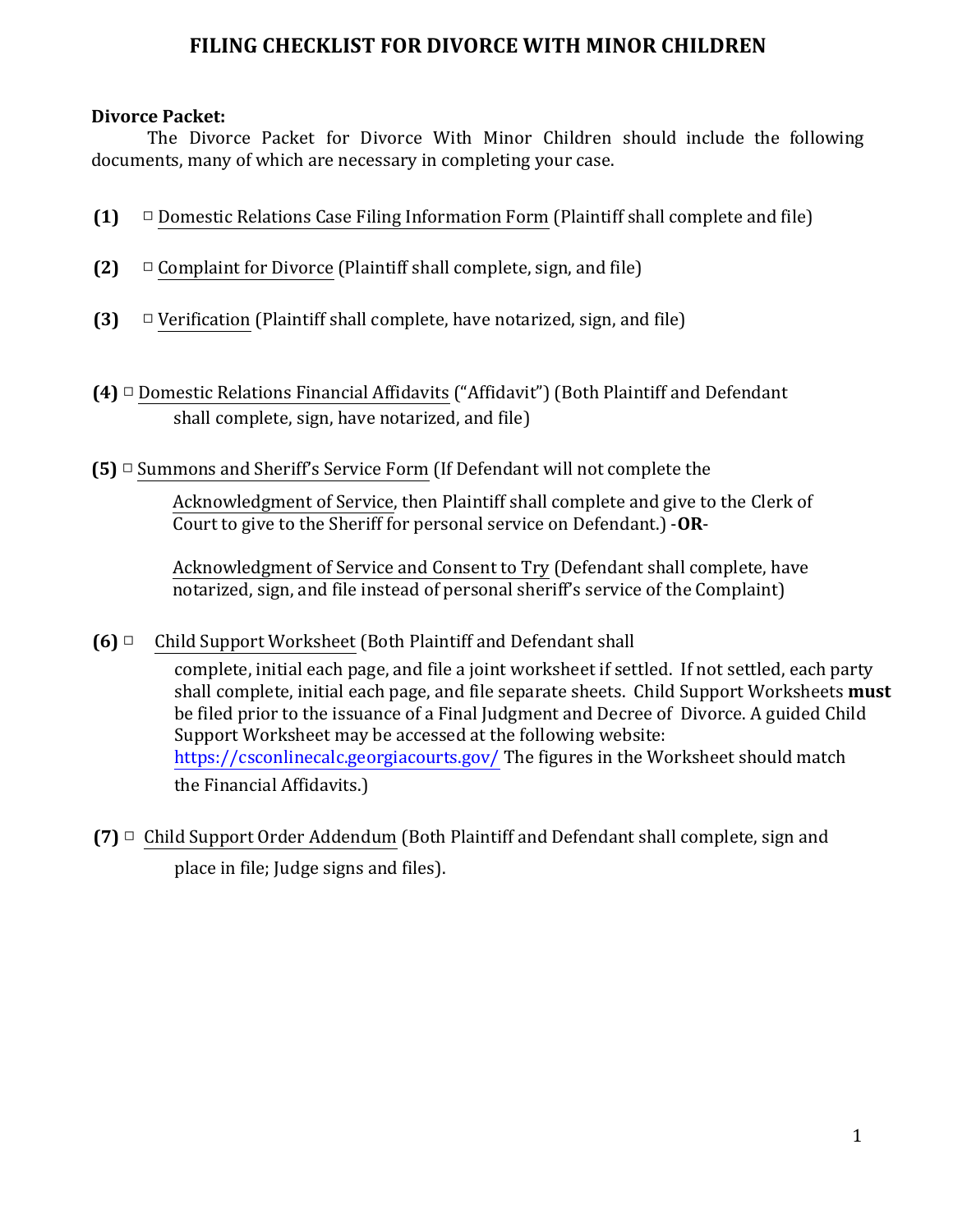# FILING CHECKLIST FOR DIVORCE WITH MINOR CHILDREN

**Divorce Packet:**

The Divorce Packet for Divorce With Minor Children should include the following documents, many of which are necessary in completing your case.

**(1)** □ Domestic Relations Case Filing Information Form (Plaintiff shall complete and file)

**(2)** □ Complaint for Divorce (Plaintiff shall complete, sign, and file)

**(3)** □ Verification (Plaintiff shall complete, have notarized, sign, and file)

**(4)** □ Domestic Relations Financial Affidavits ("Affidavit") (Both Plaintiff and Defendant shall complete, sign, have notarized, and file)

**(5)** □ Summons and Sheriff's Service Form (If Defendant will not complete the Acknowledgment of Service, then Plaintiff shall complete and give to the Clerk of Court to give to the Sheriff for personal service on Defendant.) -**OR**-

Acknowledgment of Service and Consent to Try (Defendant shall complete, have notarized, sign, and file instead of personal sheriff's service of the Complaint)

**(6)** □ Child Support Worksheet (Both Plaintiff and Defendant shall complete, initial each page, and file a joint worksheet if settled. If not settled, each party shall complete, initial each page, and file separate sheets. Child Support Worksheets **must** be filed prior to the issuance of a Final Judgment and Decree of Divorce. A guided Child Support Worksheet may be accessed at the following website: https://csconlinecalc.georgiacourts.gov/ The figures in the Worksheet should match the Financial Affidavits.)

**(7)** □ Child Support Order Addendum (Both Plaintiff and Defendant shall complete, sign and place in file; Judge signs and files).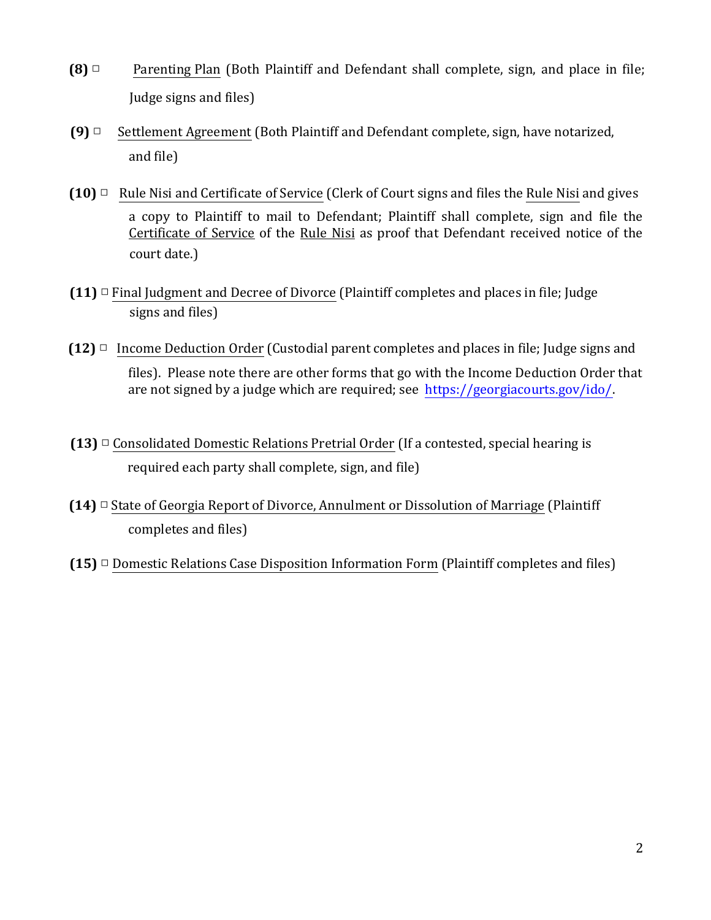**(8)** ☐ Parenting Plan (Both Plaintiff and Defendant shall complete, sign, and place in file; Judge signs and files)

**(9)** ☐ Settlement Agreement (Both Plaintiff and Defendant complete, sign, have notarized, and file)

**(10)** ☐ Rule Nisi and Certificate of Service (Clerk of Court signs and files the Rule Nisi and gives a copy to Plaintiff to mail to Defendant; Plaintiff shall complete, sign and file the Certificate of Service of the Rule Nisi as proof that Defendant received notice of the court date.)

**(11)** ☐ Final Judgment and Decree of Divorce (Plaintiff completes and places in file; Judge signs and files)

**(12)** ☐ Income Deduction Order (Custodial parent completes and places in file; Judge signs and files). Please note there are other forms that go with the Income Deduction Order that are not signed by a judge which are required; see https://georgiacourts.gov/ido/.

**(13)** ☐ Consolidated Domestic Relations Pretrial Order (If a contested, special hearing is required each party shall complete, sign, and file)

**(14)** ☐ State of Georgia Report of Divorce, Annulment or Dissolution of Marriage (Plaintiff completes and files)

**(15)** ☐ Domestic Relations Case Disposition Information Form (Plaintiff completes and files)